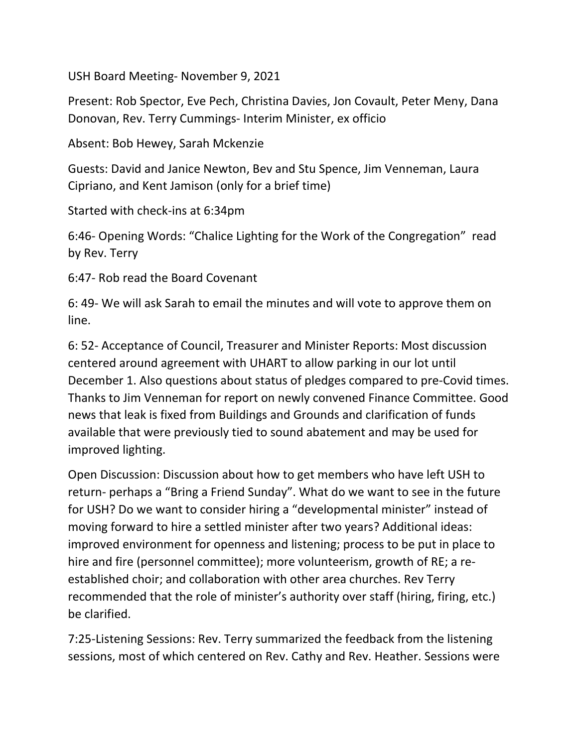USH Board Meeting- November 9, 2021

Present: Rob Spector, Eve Pech, Christina Davies, Jon Covault, Peter Meny, Dana Donovan, Rev. Terry Cummings- Interim Minister, ex officio

Absent: Bob Hewey, Sarah Mckenzie

Guests: David and Janice Newton, Bev and Stu Spence, Jim Venneman, Laura Cipriano, and Kent Jamison (only for a brief time)

Started with check-ins at 6:34pm

6:46- Opening Words: "Chalice Lighting for the Work of the Congregation" read by Rev. Terry

6:47- Rob read the Board Covenant

6: 49- We will ask Sarah to email the minutes and will vote to approve them on line.

6: 52- Acceptance of Council, Treasurer and Minister Reports: Most discussion centered around agreement with UHART to allow parking in our lot until December 1. Also questions about status of pledges compared to pre-Covid times. Thanks to Jim Venneman for report on newly convened Finance Committee. Good news that leak is fixed from Buildings and Grounds and clarification of funds available that were previously tied to sound abatement and may be used for improved lighting.

Open Discussion: Discussion about how to get members who have left USH to return- perhaps a "Bring a Friend Sunday". What do we want to see in the future for USH? Do we want to consider hiring a "developmental minister" instead of moving forward to hire a settled minister after two years? Additional ideas: improved environment for openness and listening; process to be put in place to hire and fire (personnel committee); more volunteerism, growth of RE; a re-established choir; and collaboration with other area churches. Rev Terry recommended that the role of minister's authority over staff (hiring, firing, etc.) be clarified.

7:25-Listening Sessions: Rev. Terry summarized the feedback from the listening sessions, most of which centered on Rev. Cathy and Rev. Heather. Sessions were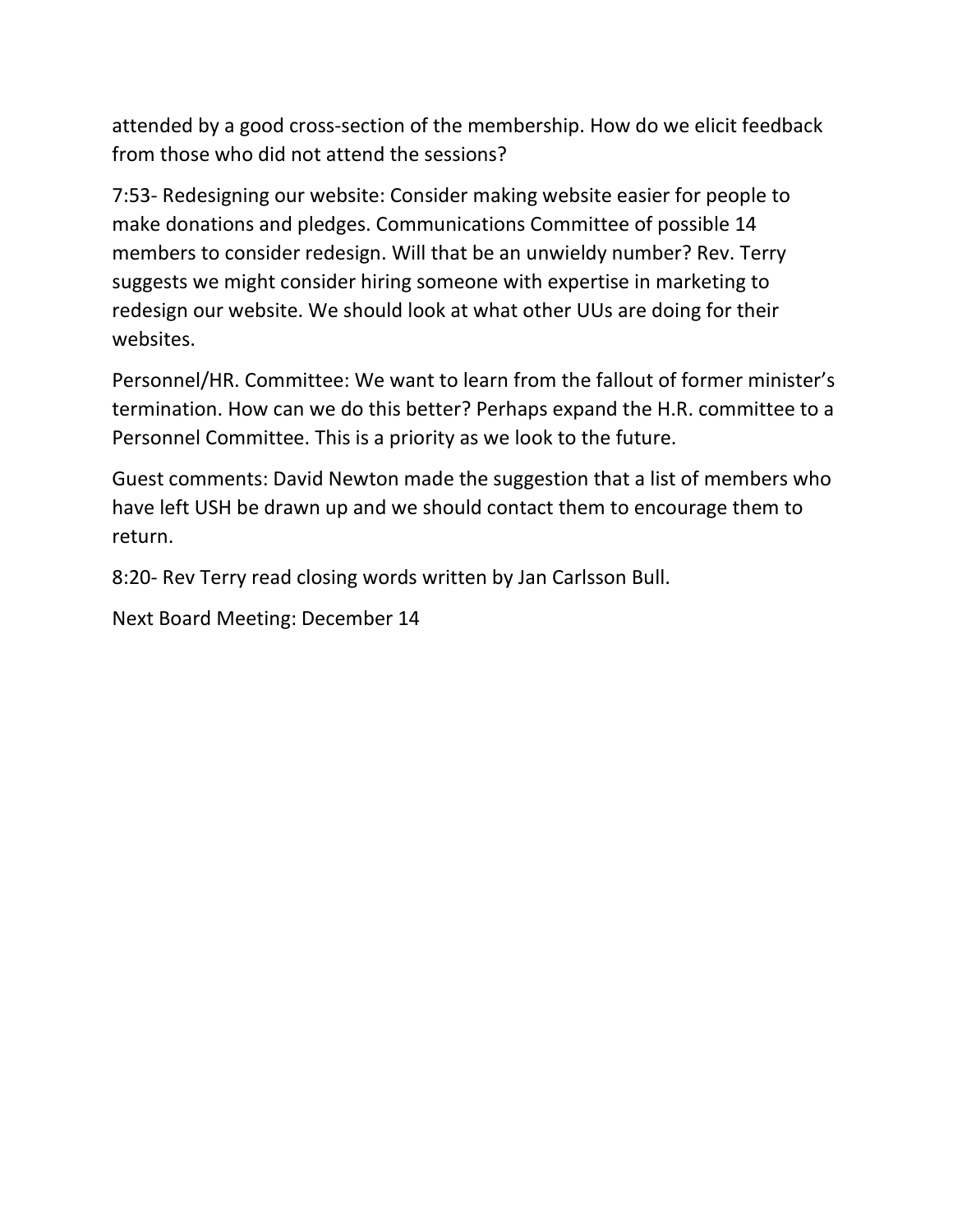attended by a good cross-section of the membership. How do we elicit feedback from those who did not attend the sessions?

7:53- Redesigning our website: Consider making website easier for people to make donations and pledges. Communications Committee of possible 14 members to consider redesign. Will that be an unwieldy number? Rev. Terry suggests we might consider hiring someone with expertise in marketing to redesign our website. We should look at what other UUs are doing for their websites.

Personnel/HR. Committee: We want to learn from the fallout of former minister's termination. How can we do this better? Perhaps expand the H.R. committee to a Personnel Committee. This is a priority as we look to the future.

Guest comments: David Newton made the suggestion that a list of members who have left USH be drawn up and we should contact them to encourage them to return.

8:20- Rev Terry read closing words written by Jan Carlsson Bull.

Next Board Meeting: December 14